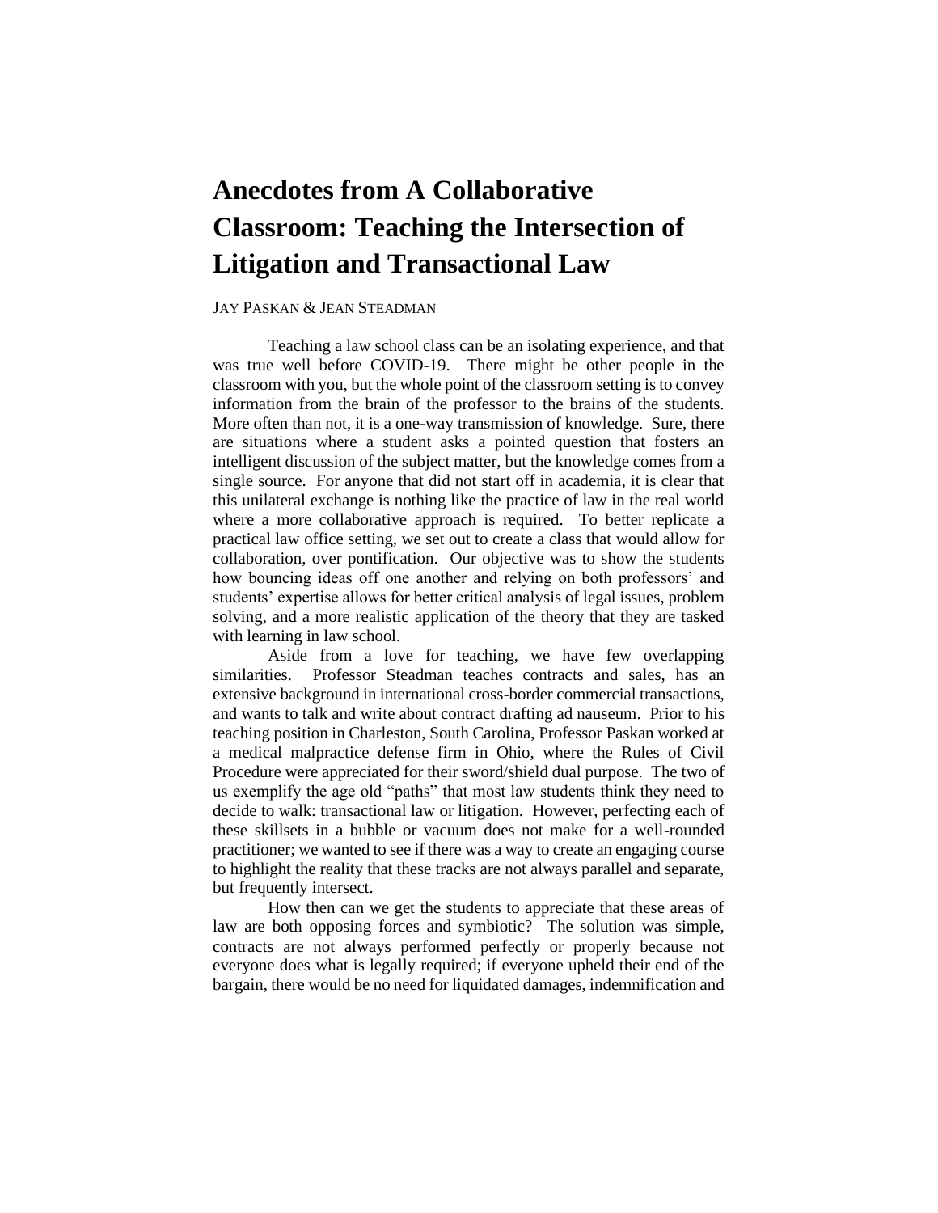# Anecdotes from A Collaborative Classroom: Teaching the Intersection of Litigation and Transactional Law

JAY PASKAN & JEAN STEADMAN

Teaching a law school class can be an isolating experience, and that was true well before COVID-19. There might be other people in the classroom with you, but the whole point of the classroom setting is to convey information from the brain of the professor to the brains of the students. More often than not, it is a one-way transmission of knowledge. Sure, there are situations where a student asks a pointed question that fosters an intelligent discussion of the subject matter, but the knowledge comes from a single source. For anyone that did not start off in academia, it is clear that this unilateral exchange is nothing like the practice of law in the real world where a more collaborative approach is required. To better replicate a practical law office setting, we set out to create a class that would allow for collaboration, over pontification. Our objective was to show the students how bouncing ideas off one another and relying on both professors' and students' expertise allows for better critical analysis of legal issues, problem solving, and a more realistic application of the theory that they are tasked with learning in law school.

Aside from a love for teaching, we have few overlapping similarities. Professor Steadman teaches contracts and sales, has an extensive background in international cross-border commercial transactions, and wants to talk and write about contract drafting ad nauseum. Prior to his teaching position in Charleston, South Carolina, Professor Paskan worked at a medical malpractice defense firm in Ohio, where the Rules of Civil Procedure were appreciated for their sword/shield dual purpose. The two of us exemplify the age old "paths" that most law students think they need to decide to walk: transactional law or litigation. However, perfecting each of these skillsets in a bubble or vacuum does not make for a well-rounded practitioner; we wanted to see if there was a way to create an engaging course to highlight the reality that these tracks are not always parallel and separate, but frequently intersect.

How then can we get the students to appreciate that these areas of law are both opposing forces and symbiotic? The solution was simple, contracts are not always performed perfectly or properly because not everyone does what is legally required; if everyone upheld their end of the bargain, there would be no need for liquidated damages, indemnification and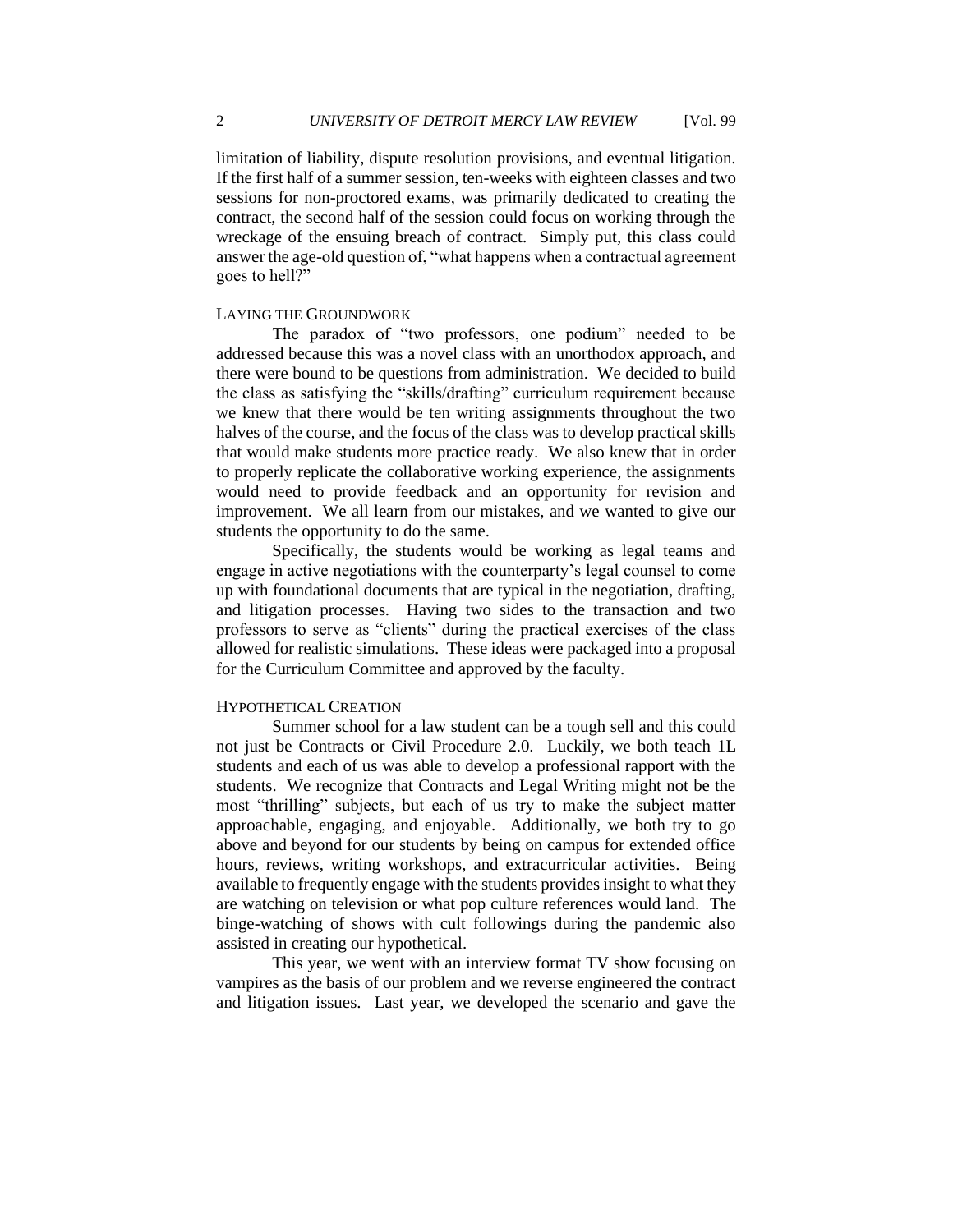limitation of liability, dispute resolution provisions, and eventual litigation. If the first half of a summer session, ten-weeks with eighteen classes and two sessions for non-proctored exams, was primarily dedicated to creating the contract, the second half of the session could focus on working through the wreckage of the ensuing breach of contract. Simply put, this class could answer the age-old question of, "what happens when a contractual agreement goes to hell?"

## LAYING THE GROUNDWORK

The paradox of "two professors, one podium" needed to be addressed because this was a novel class with an unorthodox approach, and there were bound to be questions from administration. We decided to build the class as satisfying the "skills/drafting" curriculum requirement because we knew that there would be ten writing assignments throughout the two halves of the course, and the focus of the class was to develop practical skills that would make students more practice ready. We also knew that in order to properly replicate the collaborative working experience, the assignments would need to provide feedback and an opportunity for revision and improvement. We all learn from our mistakes, and we wanted to give our students the opportunity to do the same.

Specifically, the students would be working as legal teams and engage in active negotiations with the counterparty's legal counsel to come up with foundational documents that are typical in the negotiation, drafting, and litigation processes. Having two sides to the transaction and two professors to serve as "clients" during the practical exercises of the class allowed for realistic simulations. These ideas were packaged into a proposal for the Curriculum Committee and approved by the faculty.

## HYPOTHETICAL CREATION

Summer school for a law student can be a tough sell and this could not just be Contracts or Civil Procedure 2.0. Luckily, we both teach 1L students and each of us was able to develop a professional rapport with the students. We recognize that Contracts and Legal Writing might not be the most "thrilling" subjects, but each of us try to make the subject matter approachable, engaging, and enjoyable. Additionally, we both try to go above and beyond for our students by being on campus for extended office hours, reviews, writing workshops, and extracurricular activities. Being available to frequently engage with the students provides insight to what they are watching on television or what pop culture references would land. The binge-watching of shows with cult followings during the pandemic also assisted in creating our hypothetical.

This year, we went with an interview format TV show focusing on vampires as the basis of our problem and we reverse engineered the contract and litigation issues. Last year, we developed the scenario and gave the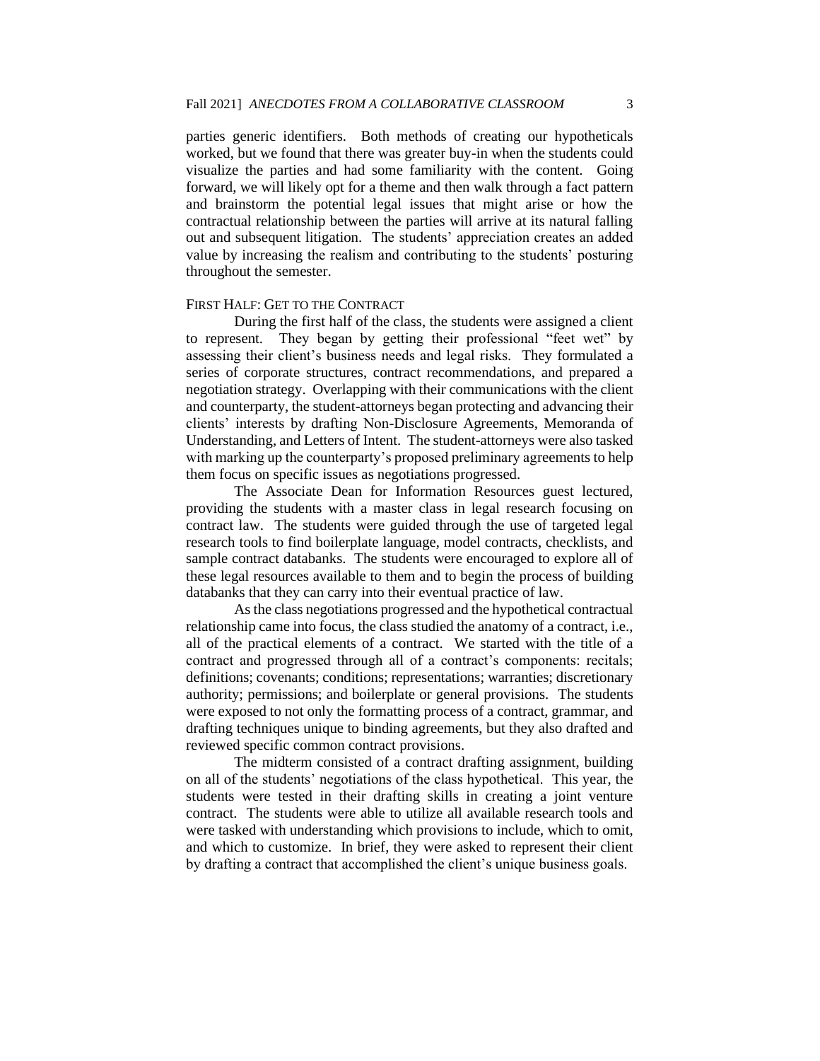parties generic identifiers. Both methods of creating our hypotheticals worked, but we found that there was greater buy-in when the students could visualize the parties and had some familiarity with the content. Going forward, we will likely opt for a theme and then walk through a fact pattern and brainstorm the potential legal issues that might arise or how the contractual relationship between the parties will arrive at its natural falling out and subsequent litigation. The students' appreciation creates an added value by increasing the realism and contributing to the students' posturing throughout the semester.

## FIRST HALF: GET TO THE CONTRACT

During the first half of the class, the students were assigned a client to represent. They began by getting their professional "feet wet" by assessing their client's business needs and legal risks. They formulated a series of corporate structures, contract recommendations, and prepared a negotiation strategy. Overlapping with their communications with the client and counterparty, the student-attorneys began protecting and advancing their clients' interests by drafting Non-Disclosure Agreements, Memoranda of Understanding, and Letters of Intent. The student-attorneys were also tasked with marking up the counterparty's proposed preliminary agreements to help them focus on specific issues as negotiations progressed.

The Associate Dean for Information Resources guest lectured, providing the students with a master class in legal research focusing on contract law. The students were guided through the use of targeted legal research tools to find boilerplate language, model contracts, checklists, and sample contract databanks. The students were encouraged to explore all of these legal resources available to them and to begin the process of building databanks that they can carry into their eventual practice of law.

As the class negotiations progressed and the hypothetical contractual relationship came into focus, the class studied the anatomy of a contract, i.e., all of the practical elements of a contract. We started with the title of a contract and progressed through all of a contract's components: recitals; definitions; covenants; conditions; representations; warranties; discretionary authority; permissions; and boilerplate or general provisions. The students were exposed to not only the formatting process of a contract, grammar, and drafting techniques unique to binding agreements, but they also drafted and reviewed specific common contract provisions.

The midterm consisted of a contract drafting assignment, building on all of the students' negotiations of the class hypothetical. This year, the students were tested in their drafting skills in creating a joint venture contract. The students were able to utilize all available research tools and were tasked with understanding which provisions to include, which to omit, and which to customize. In brief, they were asked to represent their client by drafting a contract that accomplished the client's unique business goals.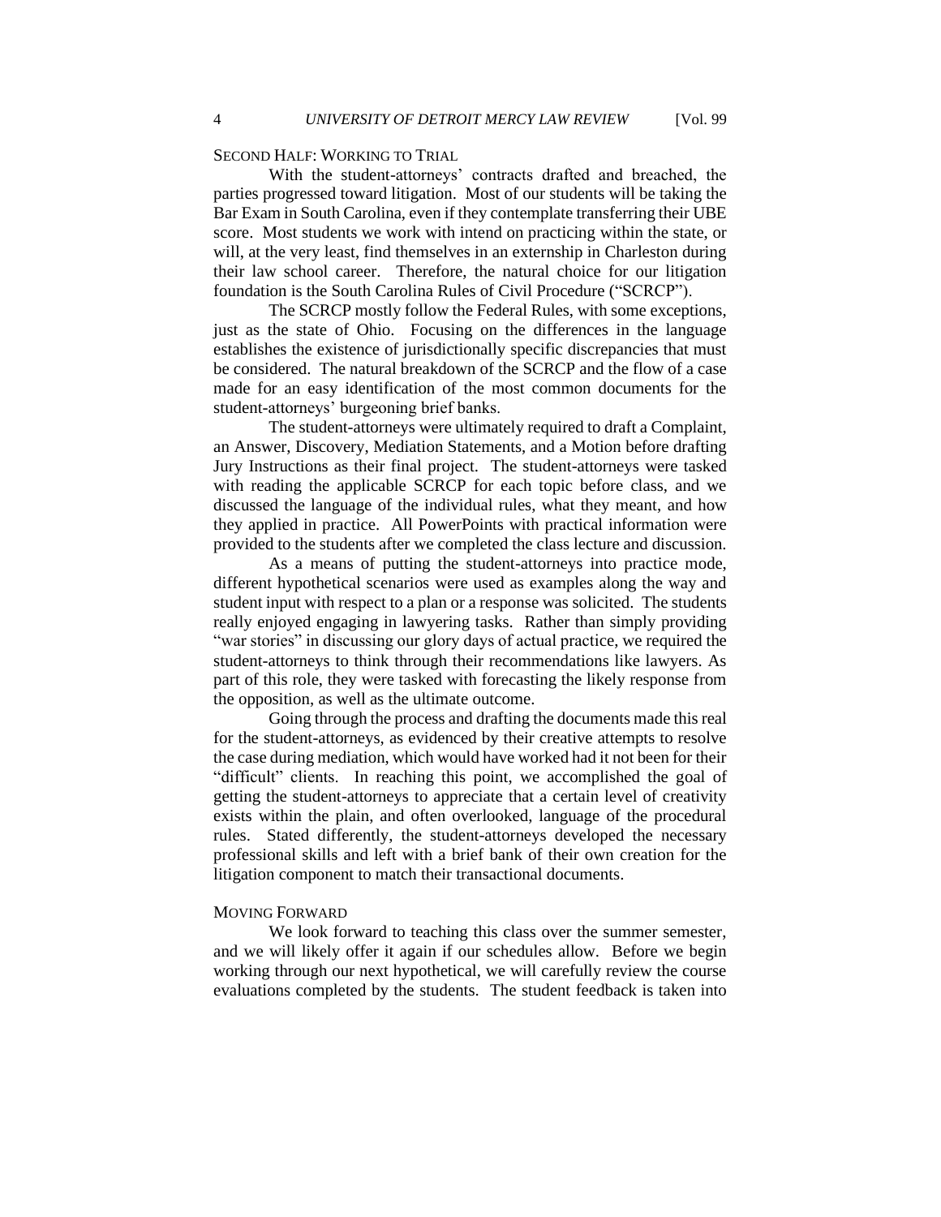## SECOND HALF: WORKING TO TRIAL

With the student-attorneys' contracts drafted and breached, the parties progressed toward litigation. Most of our students will be taking the Bar Exam in South Carolina, even if they contemplate transferring their UBE score. Most students we work with intend on practicing within the state, or will, at the very least, find themselves in an externship in Charleston during their law school career. Therefore, the natural choice for our litigation foundation is the South Carolina Rules of Civil Procedure ("SCRCP").

The SCRCP mostly follow the Federal Rules, with some exceptions, just as the state of Ohio. Focusing on the differences in the language establishes the existence of jurisdictionally specific discrepancies that must be considered. The natural breakdown of the SCRCP and the flow of a case made for an easy identification of the most common documents for the student-attorneys' burgeoning brief banks.

The student-attorneys were ultimately required to draft a Complaint, an Answer, Discovery, Mediation Statements, and a Motion before drafting Jury Instructions as their final project. The student-attorneys were tasked with reading the applicable SCRCP for each topic before class, and we discussed the language of the individual rules, what they meant, and how they applied in practice. All PowerPoints with practical information were provided to the students after we completed the class lecture and discussion.

As a means of putting the student-attorneys into practice mode, different hypothetical scenarios were used as examples along the way and student input with respect to a plan or a response was solicited. The students really enjoyed engaging in lawyering tasks. Rather than simply providing "war stories" in discussing our glory days of actual practice, we required the student-attorneys to think through their recommendations like lawyers. As part of this role, they were tasked with forecasting the likely response from the opposition, as well as the ultimate outcome.

Going through the process and drafting the documents made this real for the student-attorneys, as evidenced by their creative attempts to resolve the case during mediation, which would have worked had it not been for their "difficult" clients. In reaching this point, we accomplished the goal of getting the student-attorneys to appreciate that a certain level of creativity exists within the plain, and often overlooked, language of the procedural rules. Stated differently, the student-attorneys developed the necessary professional skills and left with a brief bank of their own creation for the litigation component to match their transactional documents.

## MOVING FORWARD

We look forward to teaching this class over the summer semester, and we will likely offer it again if our schedules allow. Before we begin working through our next hypothetical, we will carefully review the course evaluations completed by the students. The student feedback is taken into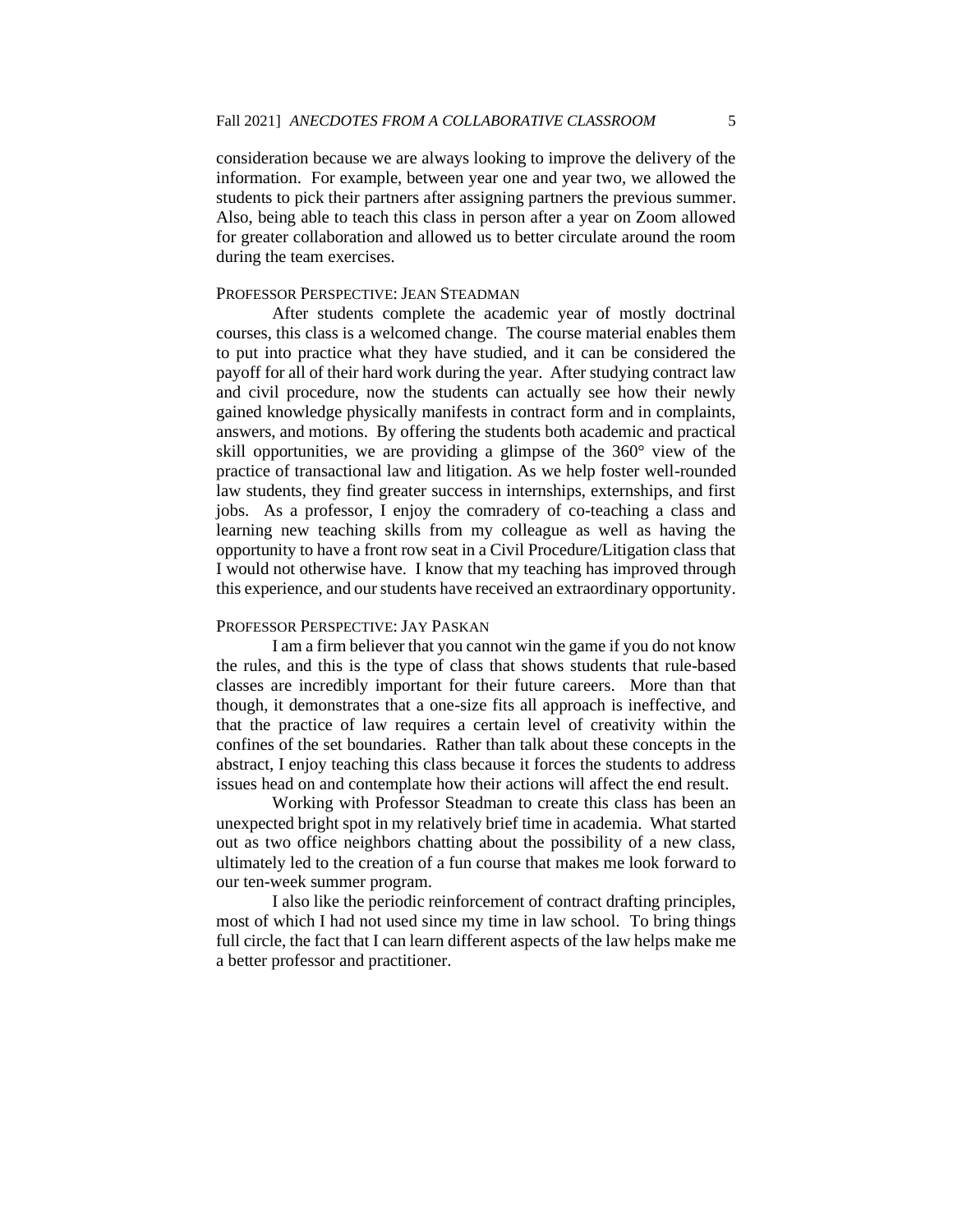consideration because we are always looking to improve the delivery of the information. For example, between year one and year two, we allowed the students to pick their partners after assigning partners the previous summer. Also, being able to teach this class in person after a year on Zoom allowed for greater collaboration and allowed us to better circulate around the room during the team exercises.

### Professor Perspective: Jean Steadman

After students complete the academic year of mostly doctrinal courses, this class is a welcomed change. The course material enables them to put into practice what they have studied, and it can be considered the payoff for all of their hard work during the year. After studying contract law and civil procedure, now the students can actually see how their newly gained knowledge physically manifests in contract form and in complaints, answers, and motions. By offering the students both academic and practical skill opportunities, we are providing a glimpse of the 360° view of the practice of transactional law and litigation. As we help foster well-rounded law students, they find greater success in internships, externships, and first jobs. As a professor, I enjoy the comradery of co-teaching a class and learning new teaching skills from my colleague as well as having the opportunity to have a front row seat in a Civil Procedure/Litigation class that I would not otherwise have. I know that my teaching has improved through this experience, and our students have received an extraordinary opportunity.

### Professor Perspective: Jay Paskan

I am a firm believer that you cannot win the game if you do not know the rules, and this is the type of class that shows students that rule-based classes are incredibly important for their future careers. More than that though, it demonstrates that a one-size fits all approach is ineffective, and that the practice of law requires a certain level of creativity within the confines of the set boundaries. Rather than talk about these concepts in the abstract, I enjoy teaching this class because it forces the students to address issues head on and contemplate how their actions will affect the end result.

Working with Professor Steadman to create this class has been an unexpected bright spot in my relatively brief time in academia. What started out as two office neighbors chatting about the possibility of a new class, ultimately led to the creation of a fun course that makes me look forward to our ten-week summer program.

I also like the periodic reinforcement of contract drafting principles, most of which I had not used since my time in law school. To bring things full circle, the fact that I can learn different aspects of the law helps make me a better professor and practitioner.